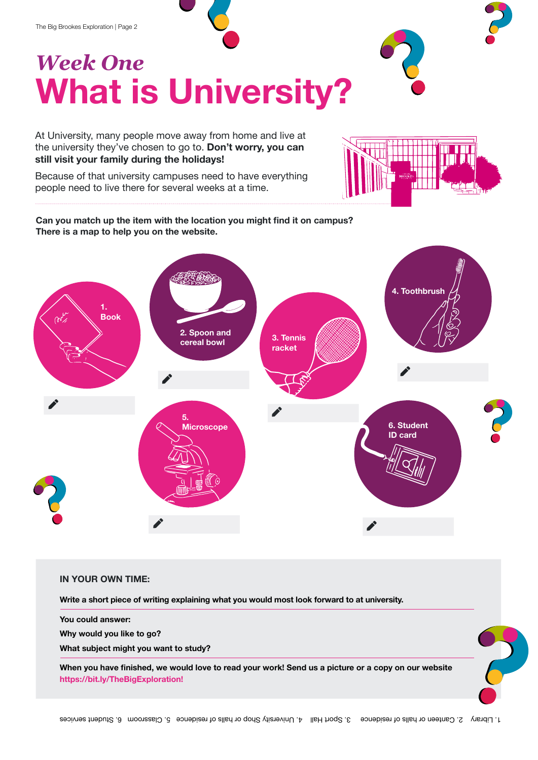*Week One*

# What is University?

At University, many people move away from home and live at the university they've chosen to go to. **Don't worry, you can still visit your family during the holidays!**

Because of that university campuses need to have everything people need to live there for several weeks at a time.

**Can you match up the item with the location you might find it on campus? There is a map to help you on the website.**

1. Book
2. Spoon and cereal bowl
3. Tennis racket
4. Toothbrush
5. Microscope
6. Student ID card

**IN YOUR OWN TIME:**

**Write a short piece of writing explaining what you would most look forward to at university.**

**You could answer:**

**Why would you like to go?**

**What subject might you want to study?**

**When you have finished, we would love to read your work! Send us a picture or a copy on our website https://bit.ly/TheBigExploration!**

1. Library 2. Canteen or halls of residence 3. Sport Hall 4. University Shop or halls of residence 5. Classroom 6. Student services